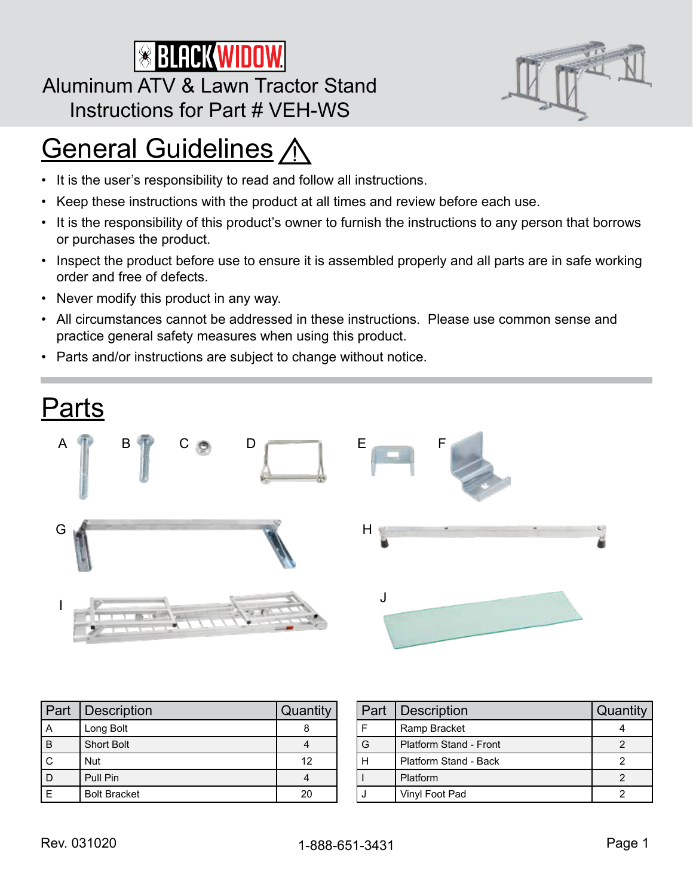# BLACK WIDOW

## Aluminum ATV & Lawn Tractor Stand
## Instructions for Part # VEH-WS

## General Guidelines ⚠

- It is the user's responsibility to read and follow all instructions.
- Keep these instructions with the product at all times and review before each use.
- It is the responsibility of this product's owner to furnish the instructions to any person that borrows or purchases the product.
- Inspect the product before use to ensure it is assembled properly and all parts are in safe working order and free of defects.
- Never modify this product in any way.
- All circumstances cannot be addressed in these instructions. Please use common sense and practice general safety measures when using this product.
- Parts and/or instructions are subject to change without notice.

## Parts

A B C D E F

G H

I J

| Part | Description | Quantity |
|---|---|---|
| A | Long Bolt | 8 |
| B | Short Bolt | 4 |
| C | Nut | 12 |
| D | Pull Pin | 4 |
| E | Bolt Bracket | 20 |

| Part | Description | Quantity |
|---|---|---|
| F | Ramp Bracket | 4 |
| G | Platform Stand - Front | 2 |
| H | Platform Stand - Back | 2 |
| I | Platform | 2 |
| J | Vinyl Foot Pad | 2 |

Rev. 031020

1-888-651-3431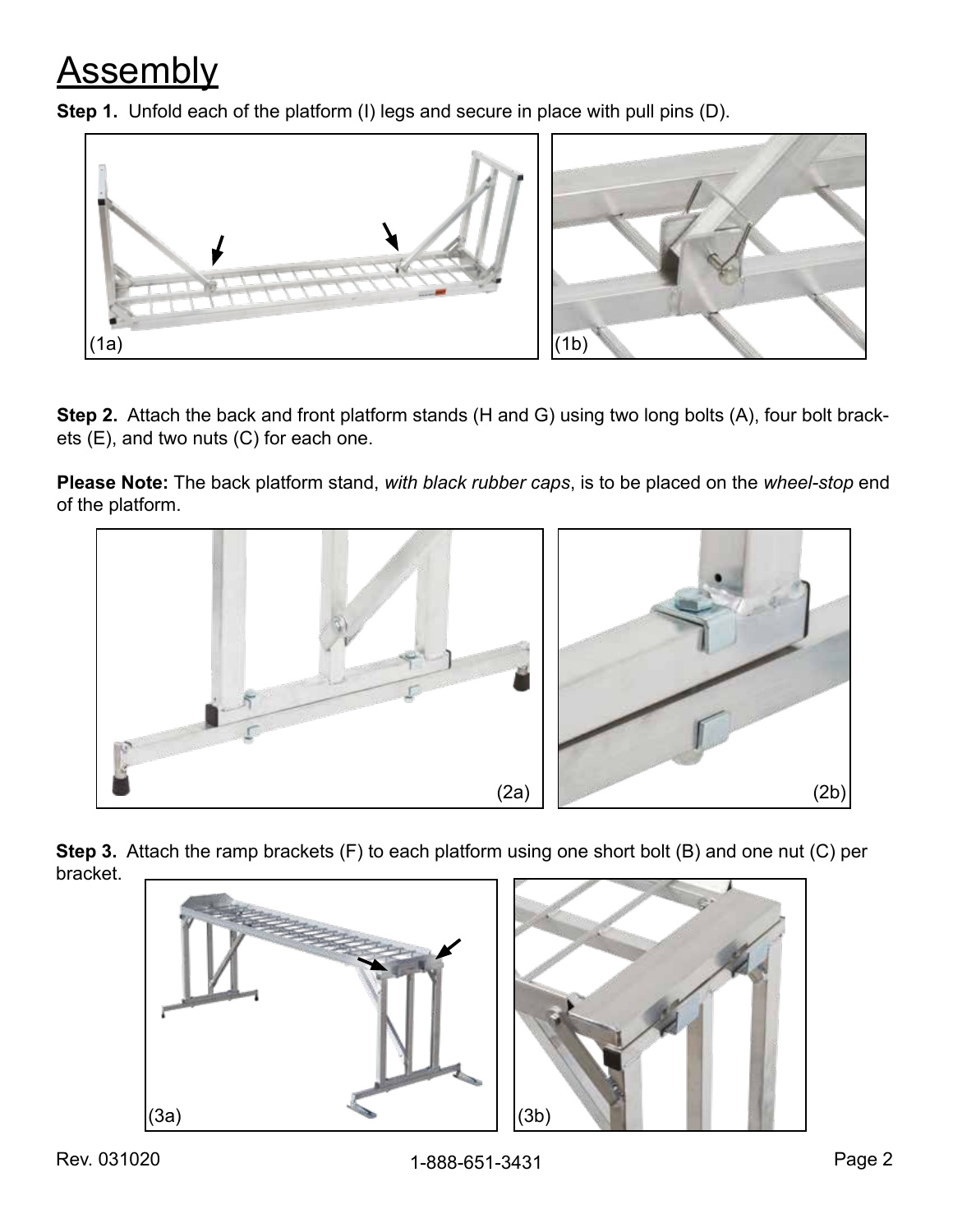# Assembly

**Step 1.** Unfold each of the platform (I) legs and secure in place with pull pins (D).

(1a)

(1b)

**Step 2.** Attach the back and front platform stands (H and G) using two long bolts (A), four bolt brackets (E), and two nuts (C) for each one.

**Please Note:** The back platform stand, *with black rubber caps*, is to be placed on the *wheel-stop* end of the platform.

(2a)

(2b)

**Step 3.** Attach the ramp brackets (F) to each platform using one short bolt (B) and one nut (C) per bracket.

(3a)

(3b)

Rev. 031020

1-888-651-3431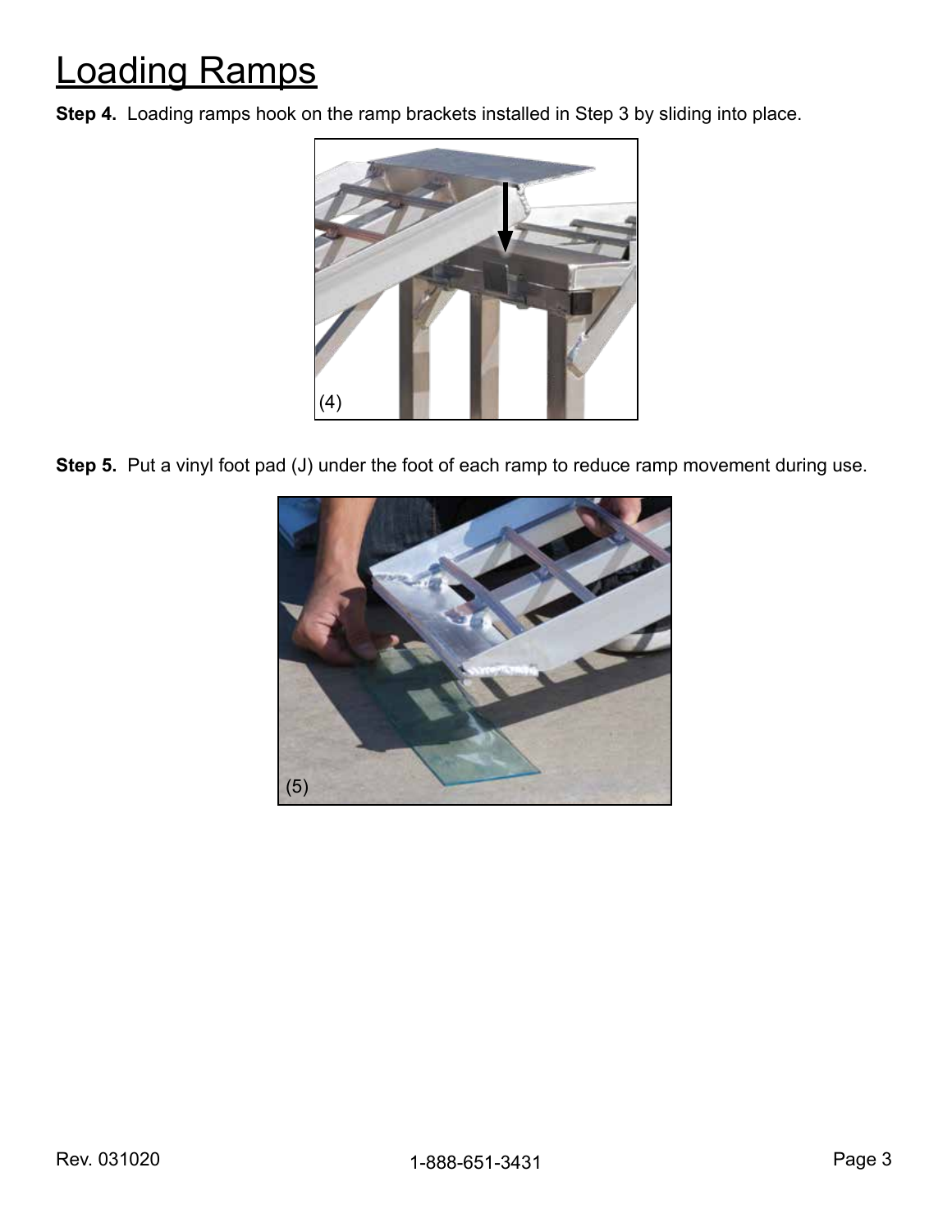# Loading Ramps

**Step 4.** Loading ramps hook on the ramp brackets installed in Step 3 by sliding into place.

(4)

**Step 5.** Put a vinyl foot pad (J) under the foot of each ramp to reduce ramp movement during use.

(5)

Rev. 031020

1-888-651-3431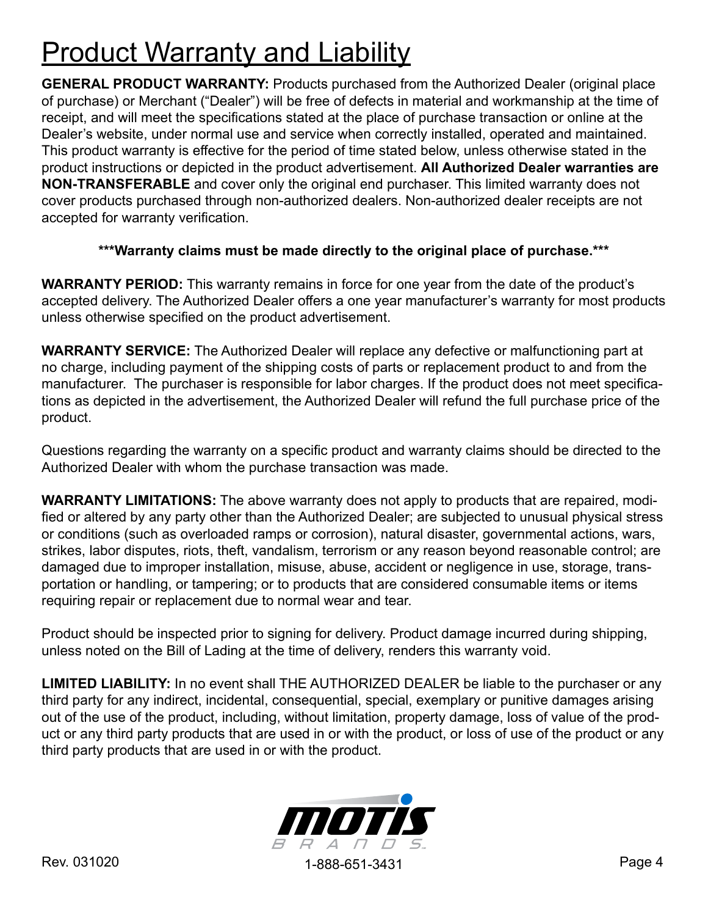# Product Warranty and Liability

**GENERAL PRODUCT WARRANTY:** Products purchased from the Authorized Dealer (original place of purchase) or Merchant ("Dealer") will be free of defects in material and workmanship at the time of receipt, and will meet the specifications stated at the place of purchase transaction or online at the Dealer's website, under normal use and service when correctly installed, operated and maintained. This product warranty is effective for the period of time stated below, unless otherwise stated in the product instructions or depicted in the product advertisement. **All Authorized Dealer warranties are NON-TRANSFERABLE** and cover only the original end purchaser. This limited warranty does not cover products purchased through non-authorized dealers. Non-authorized dealer receipts are not accepted for warranty verification.

**\*\*\*Warranty claims must be made directly to the original place of purchase.\*\*\***

**WARRANTY PERIOD:** This warranty remains in force for one year from the date of the product's accepted delivery. The Authorized Dealer offers a one year manufacturer's warranty for most products unless otherwise specified on the product advertisement.

**WARRANTY SERVICE:** The Authorized Dealer will replace any defective or malfunctioning part at no charge, including payment of the shipping costs of parts or replacement product to and from the manufacturer. The purchaser is responsible for labor charges. If the product does not meet specifications as depicted in the advertisement, the Authorized Dealer will refund the full purchase price of the product.

Questions regarding the warranty on a specific product and warranty claims should be directed to the Authorized Dealer with whom the purchase transaction was made.

**WARRANTY LIMITATIONS:** The above warranty does not apply to products that are repaired, modified or altered by any party other than the Authorized Dealer; are subjected to unusual physical stress or conditions (such as overloaded ramps or corrosion), natural disaster, governmental actions, wars, strikes, labor disputes, riots, theft, vandalism, terrorism or any reason beyond reasonable control; are damaged due to improper installation, misuse, abuse, accident or negligence in use, storage, transportation or handling, or tampering; or to products that are considered consumable items or items requiring repair or replacement due to normal wear and tear.

Product should be inspected prior to signing for delivery. Product damage incurred during shipping, unless noted on the Bill of Lading at the time of delivery, renders this warranty void.

**LIMITED LIABILITY:** In no event shall THE AUTHORIZED DEALER be liable to the purchaser or any third party for any indirect, incidental, consequential, special, exemplary or punitive damages arising out of the use of the product, including, without limitation, property damage, loss of value of the product or any third party products that are used in or with the product, or loss of use of the product or any third party products that are used in or with the product.

MOTIS BRANDS

Rev. 031020

1-888-651-3431